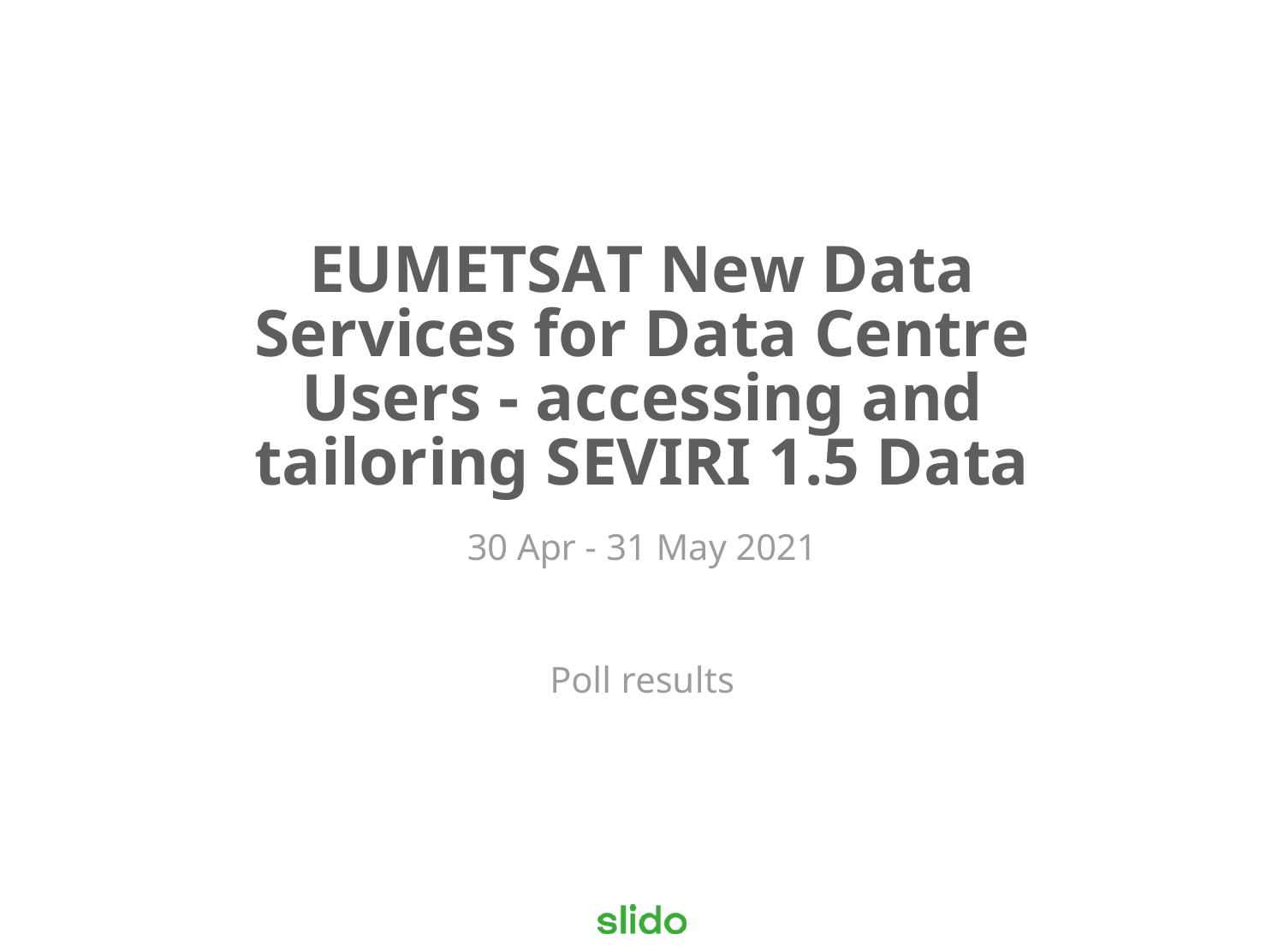# EUMETSAT New Data Services for Data Centre Users - accessing and tailoring SEVIRI 1.5 Data

30 Apr - 31 May 2021

Poll results

slido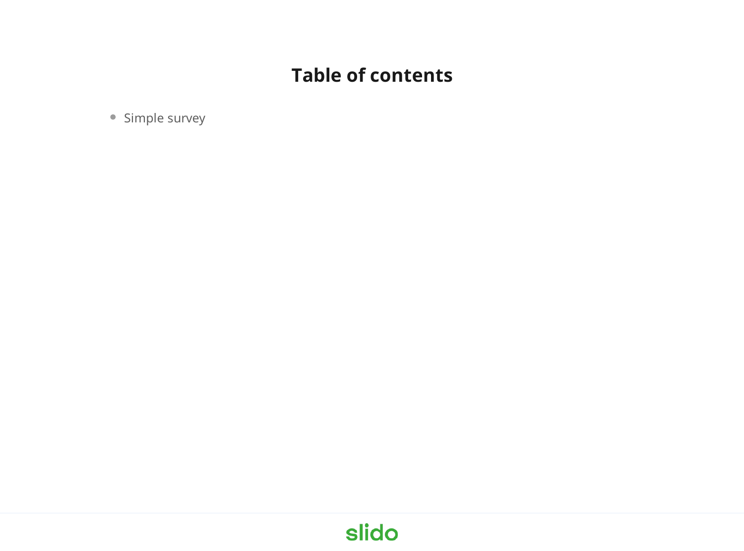# Table of contents

- Simple survey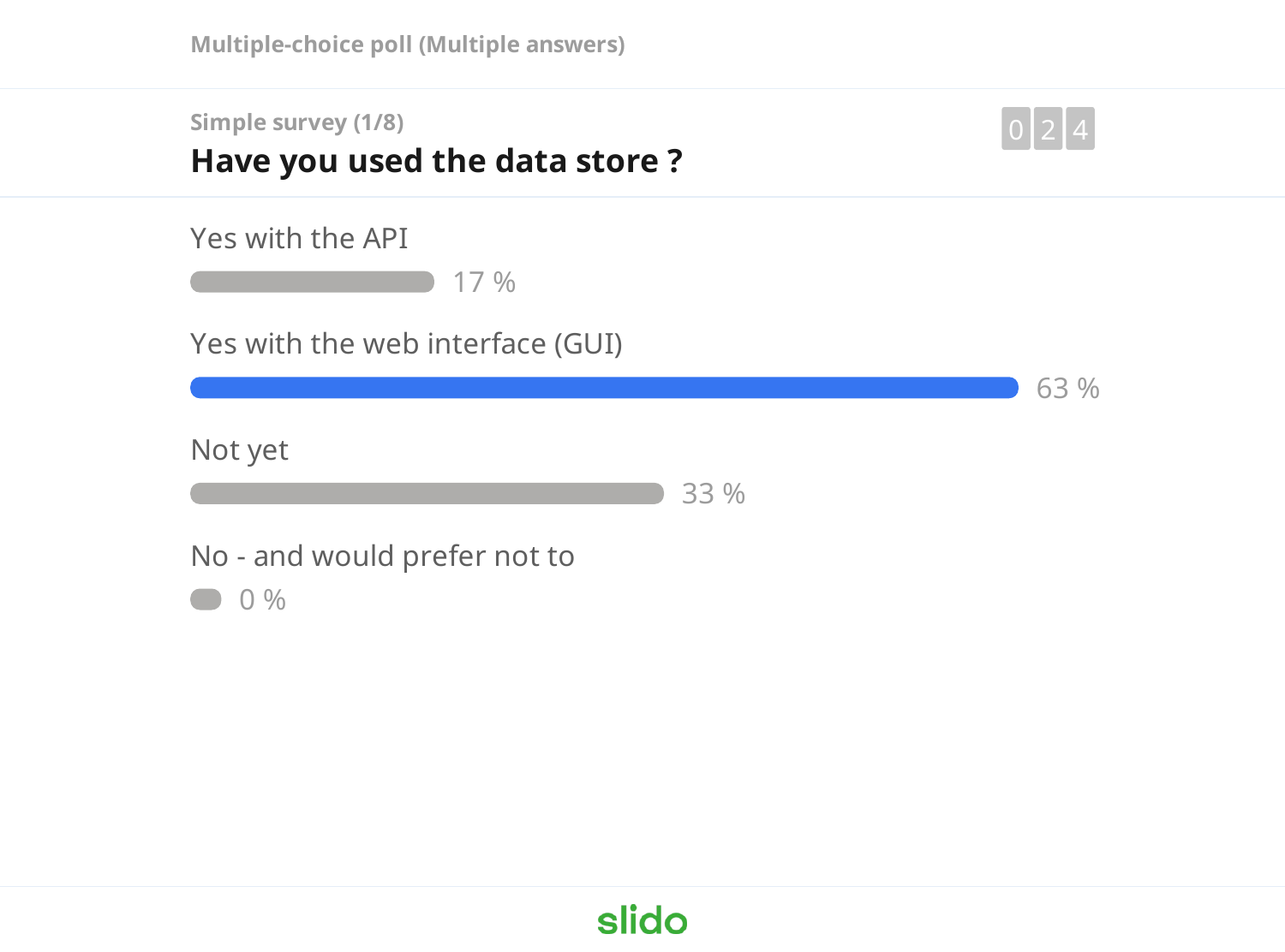Multiple-choice poll (Multiple answers)

Simple survey (1/8)

## Have you used the data store ?

024

| Option | Result |
| --- | --- |
| Yes with the API | 17 % |
| Yes with the web interface (GUI) | 63 % |
| Not yet | 33 % |
| No - and would prefer not to | 0 % |

slido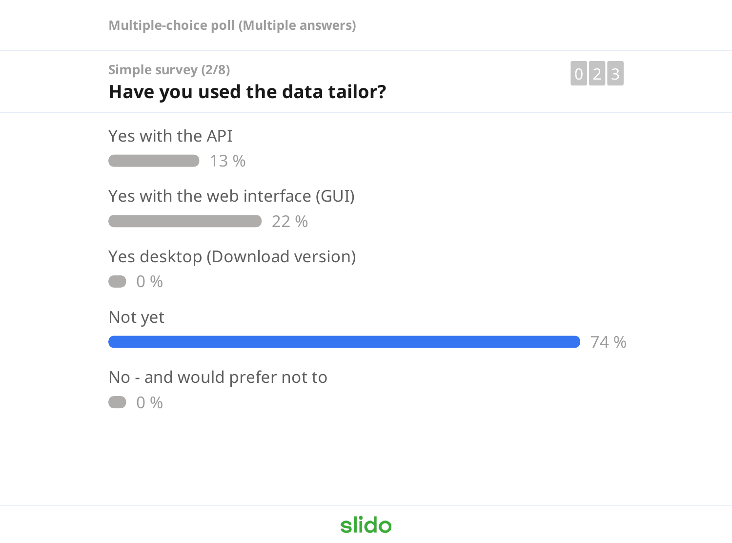Multiple-choice poll (Multiple answers)

Simple survey (2/8)

# Have you used the data tailor?

023

| Option | Percentage |
| --- | --- |
| Yes with the API | 13 % |
| Yes with the web interface (GUI) | 22 % |
| Yes desktop (Download version) | 0 % |
| Not yet | 74 % |
| No - and would prefer not to | 0 % |

slido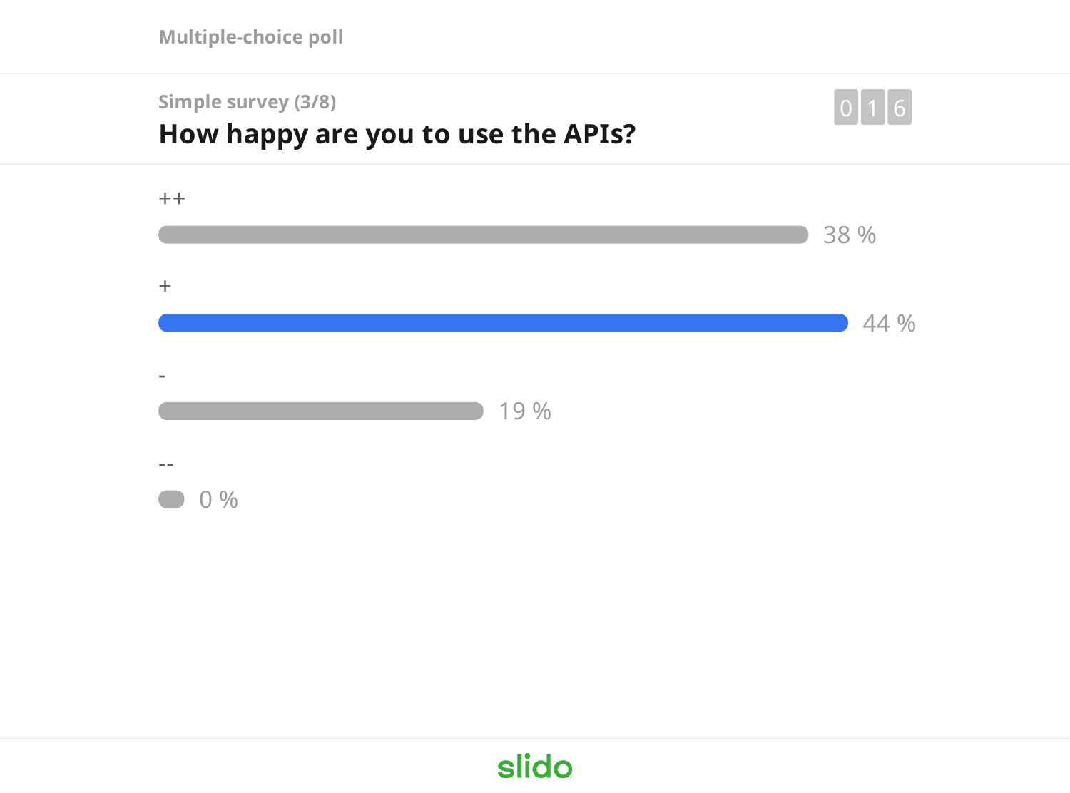Multiple-choice poll

Simple survey (3/8)

## How happy are you to use the APIs?

016

| Option | Result |
| --- | --- |
| ++ | 38 % |
| + | 44 % |
| - | 19 % |
| -- | 0 % |

slido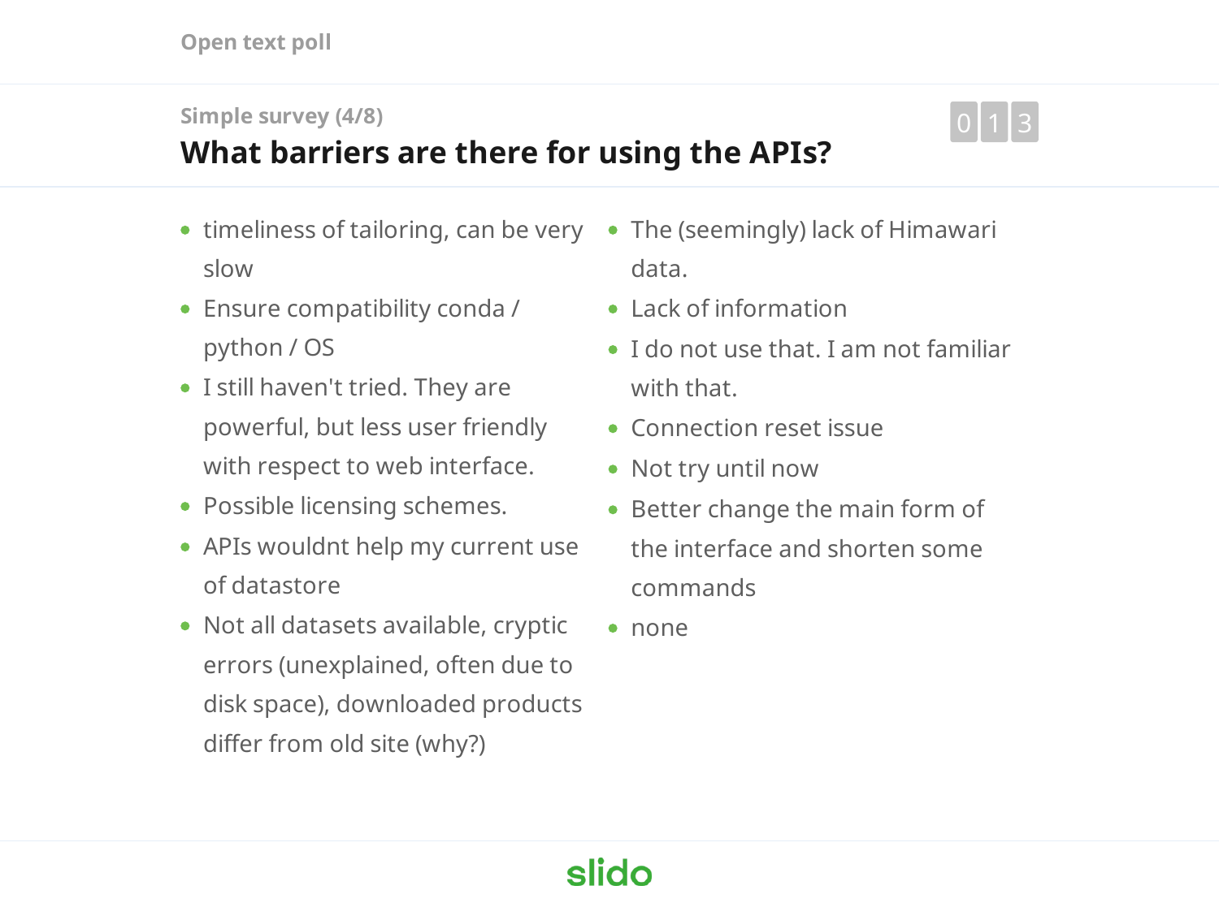Open text poll

Simple survey (4/8)

## What barriers are there for using the APIs?

013

- timeliness of tailoring, can be very slow
- Ensure compatibility conda / python / OS
- I still haven't tried. They are powerful, but less user friendly with respect to web interface.
- Possible licensing schemes.
- APIs wouldnt help my current use of datastore
- Not all datasets available, cryptic errors (unexplained, often due to disk space), downloaded products differ from old site (why?)
- The (seemingly) lack of Himawari data.
- Lack of information
- I do not use that. I am not familiar with that.
- Connection reset issue
- Not try until now
- Better change the main form of the interface and shorten some commands
- none

slido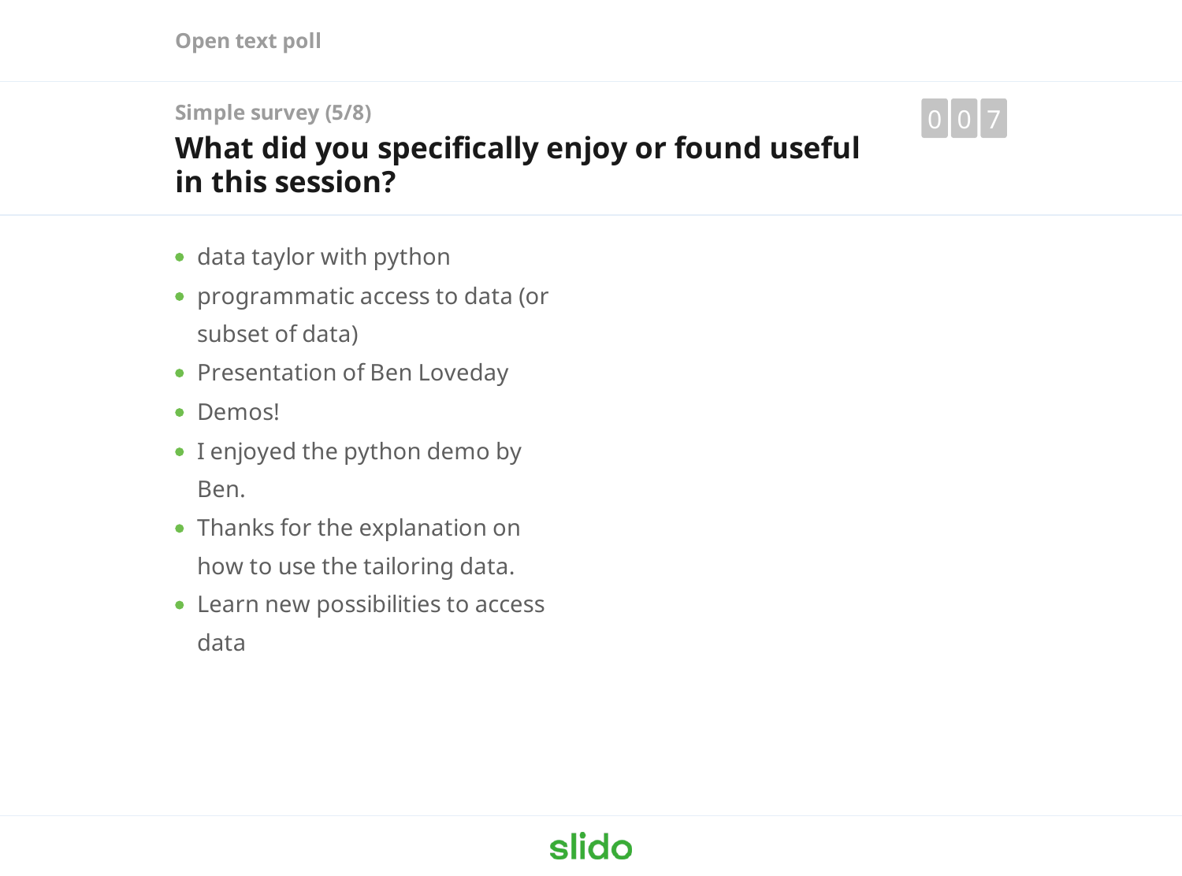Open text poll

Simple survey (5/8)

## What did you specifically enjoy or found useful in this session?

007

- data taylor with python
- programmatic access to data (or subset of data)
- Presentation of Ben Loveday
- Demos!
- I enjoyed the python demo by Ben.
- Thanks for the explanation on how to use the tailoring data.
- Learn new possibilities to access data

slido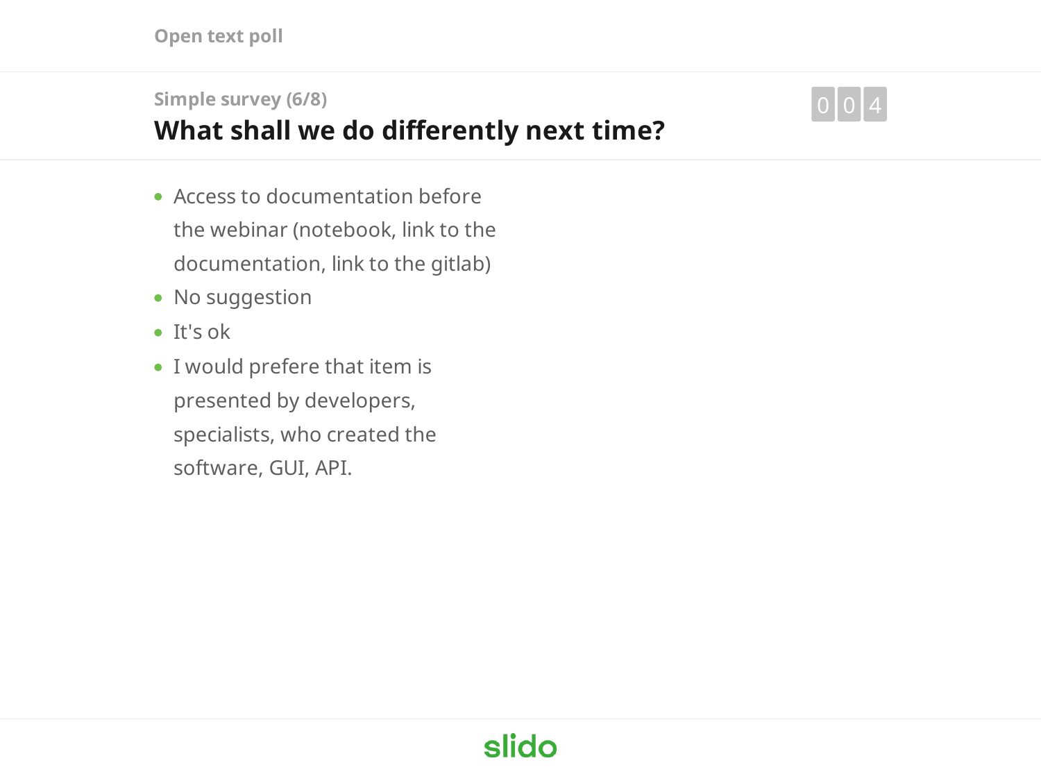Open text poll

Simple survey (6/8)

## What shall we do differently next time?

004

- Access to documentation before the webinar (notebook, link to the documentation, link to the gitlab)
- No suggestion
- It's ok
- I would prefere that item is presented by developers, specialists, who created the software, GUI, API.

slido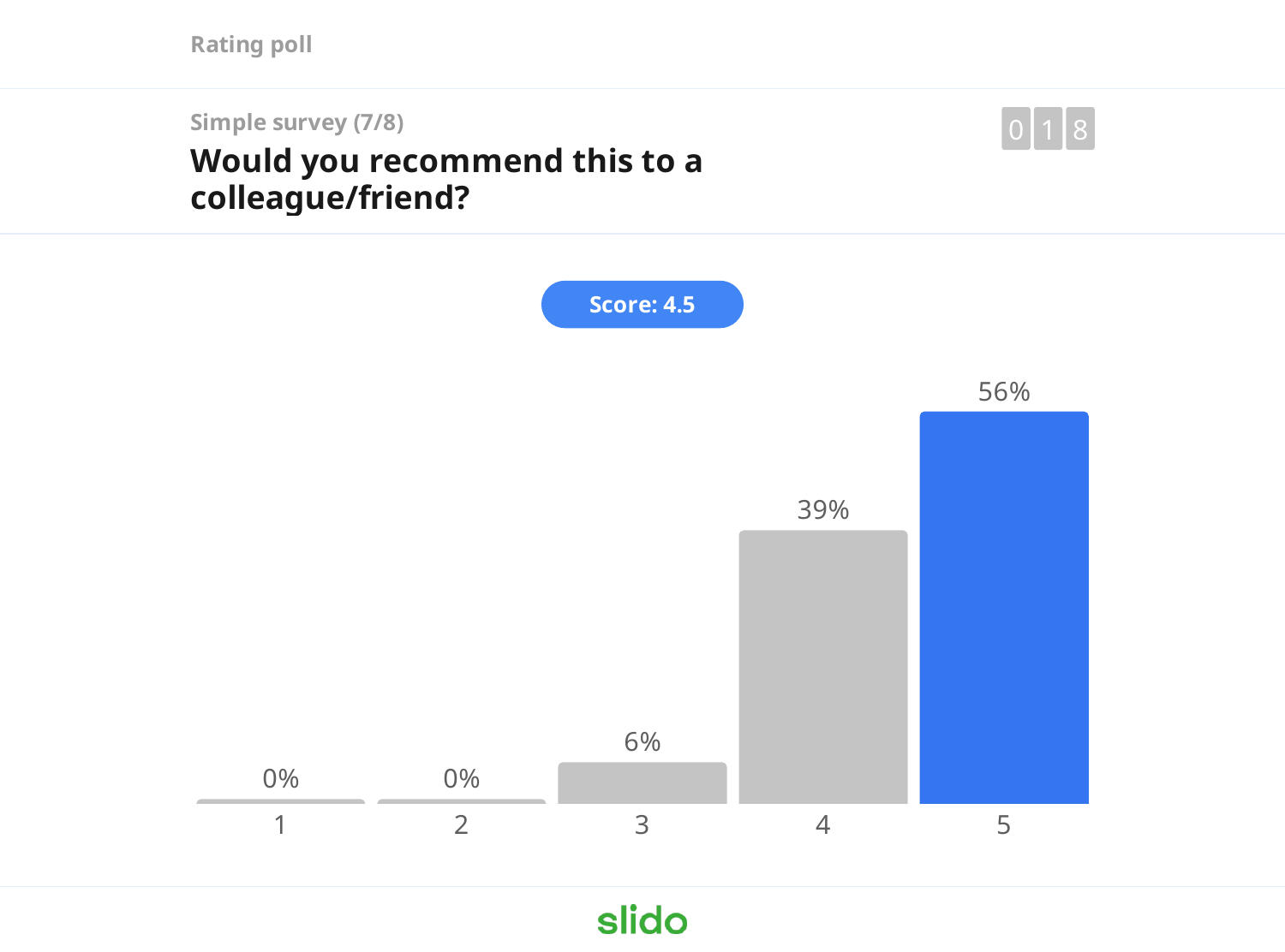Rating poll

Simple survey (7/8)

## Would you recommend this to a colleague/friend?

018

**Score: 4.5**

| Rating | 1 | 2 | 3 | 4 | 5 |
|---|---|---|---|---|---|
| Percentage | 0% | 0% | 6% | 39% | 56% |

slido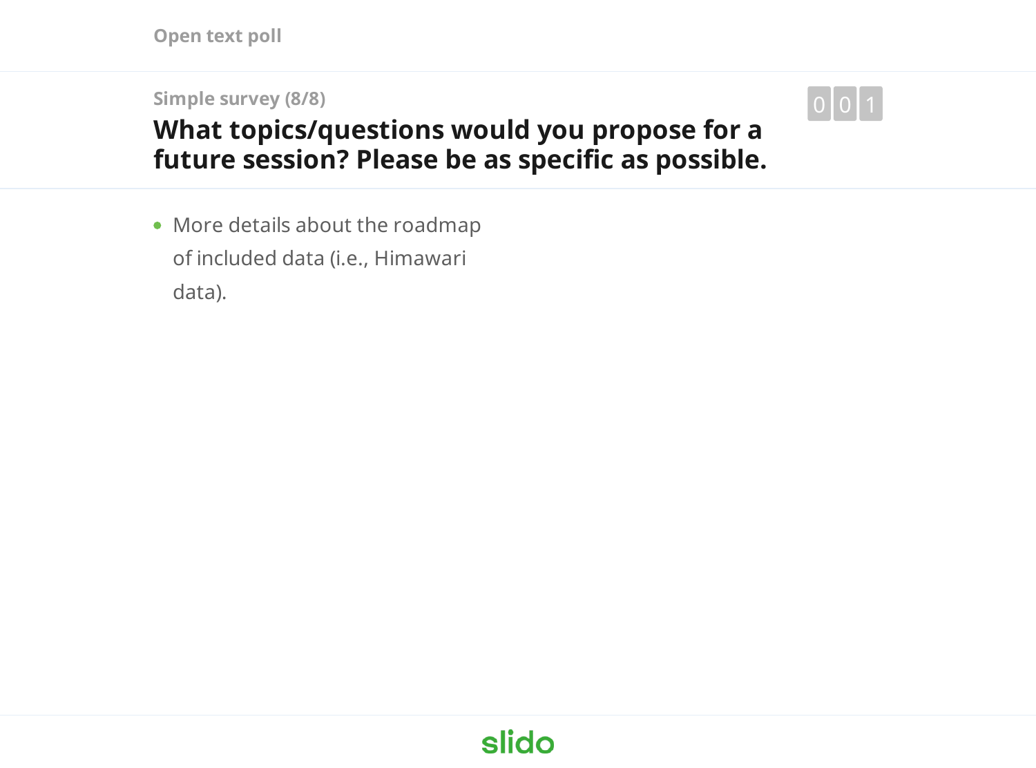Open text poll

Simple survey (8/8)

## What topics/questions would you propose for a future session? Please be as specific as possible.

001

- More details about the roadmap of included data (i.e., Himawari data).

slido